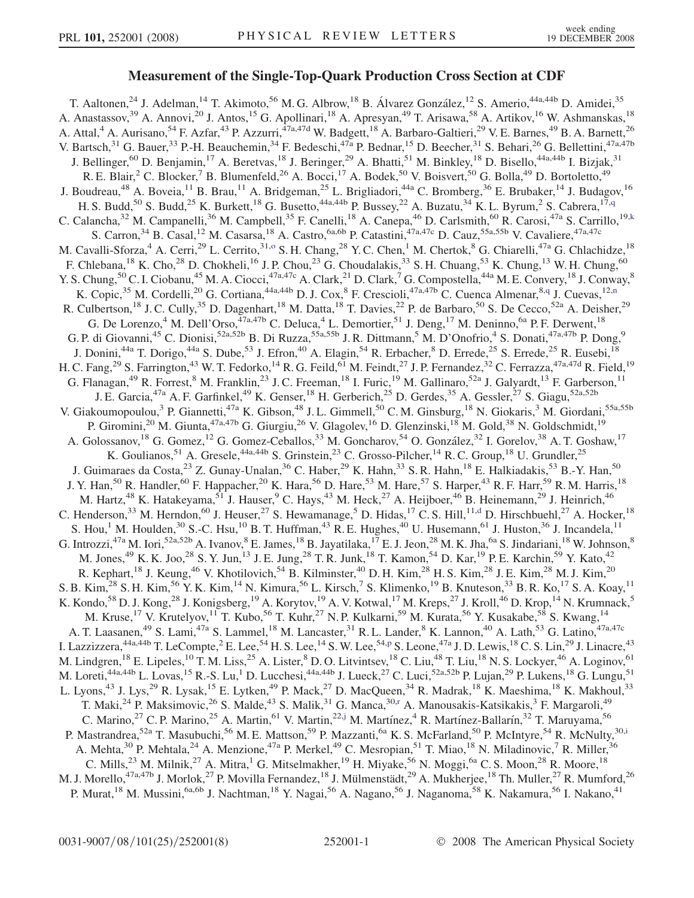# Measurement of the Single-Top-Quark Production Cross Section at CDF

T. Aaltonen,[24] J. Adelman,[14] T. Akimoto,[56] M. G. Albrow,[18] B. Álvarez González,[12] S. Amerio,[44a,44b] D. Amidei,[35] A. Anastassov,[39] A. Annovi,[20] J. Antos,[15] G. Apollinari,[18] A. Apresyan,[49] T. Arisawa,[58] A. Artikov,[16] W. Ashmanskas,[18] A. Attal,[4] A. Aurisano,[54] F. Azfar,[43] P. Azzurri,[47a,47d] W. Badgett,[18] A. Barbaro-Galtieri,[29] V. E. Barnes,[49] B. A. Barnett,[26] V. Bartsch,[31] G. Bauer,[33] P.-H. Beauchemin,[34] F. Bedeschi,[47a] P. Bednar,[15] D. Beecher,[31] S. Behari,[26] G. Bellettini,[47a,47b] J. Bellinger,[60] D. Benjamin,[17] A. Beretvas,[18] J. Beringer,[29] A. Bhatti,[51] M. Binkley,[18] D. Bisello,[44a,44b] I. Bizjak,[31] R. E. Blair,[2] C. Blocker,[7] B. Blumenfeld,[26] A. Bocci,[17] A. Bodek,[50] V. Boisvert,[50] G. Bolla,[49] D. Bortoletto,[49] J. Boudreau,[48] A. Boveia,[11] B. Brau,[11] A. Bridgeman,[25] L. Brigliadori,[44a] C. Bromberg,[36] E. Brubaker,[14] J. Budagov,[16] H. S. Budd,[50] S. Budd,[25] K. Burkett,[18] G. Busetto,[44a,44b] P. Bussey,[22] A. Buzatu,[34] K. L. Byrum,[2] S. Cabrera,[17,q] C. Calancha,[32] M. Campanelli,[36] M. Campbell,[35] F. Canelli,[18] A. Canepa,[46] D. Carlsmith,[60] R. Carosi,[47a] S. Carrillo,[19,k] S. Carron,[34] B. Casal,[12] M. Casarsa,[18] A. Castro,[6a,6b] P. Catastini,[47a,47c] D. Cauz,[55a,55b] V. Cavaliere,[47a,47c] M. Cavalli-Sforza,[4] A. Cerri,[29] L. Cerrito,[31,o] S. H. Chang,[28] Y. C. Chen,[1] M. Chertok,[8] G. Chiarelli,[47a] G. Chlachidze,[18] F. Chlebana,[18] K. Cho,[28] D. Chokheli,[16] J. P. Chou,[23] G. Choudalakis,[33] S. H. Chuang,[53] K. Chung,[13] W. H. Chung,[60] Y. S. Chung,[50] C. I. Ciobanu,[45] M. A. Ciocci,[47a,47c] A. Clark,[21] D. Clark,[7] G. Compostella,[44a] M. E. Convery,[18] J. Conway,[8] K. Copic,[35] M. Cordelli,[20] G. Cortiana,[44a,44b] D. J. Cox,[8] F. Crescioli,[47a,47b] C. Cuenca Almenar,[8,q] J. Cuevas,[12,n] R. Culbertson,[18] J. C. Cully,[35] D. Dagenhart,[18] M. Datta,[18] T. Davies,[22] P. de Barbaro,[50] S. De Cecco,[52a] A. Deisher,[29] G. De Lorenzo,[4] M. Dell'Orso,[47a,47b] C. Deluca,[4] L. Demortier,[51] J. Deng,[17] M. Deninno,[6a] P. F. Derwent,[18] G. P. di Giovanni,[45] C. Dionisi,[52a,52b] B. Di Ruzza,[55a,55b] J. R. Dittmann,[5] M. D'Onofrio,[4] S. Donati,[47a,47b] P. Dong,[9] J. Donini,[44a] T. Dorigo,[44a] S. Dube,[53] J. Efron,[40] A. Elagin,[54] R. Erbacher,[8] D. Errede,[25] S. Errede,[25] R. Eusebi,[18] H. C. Fang,[29] S. Farrington,[43] W. T. Fedorko,[14] R. G. Feild,[61] M. Feindt,[27] J. P. Fernandez,[32] C. Ferrazza,[47a,47d] R. Field,[19] G. Flanagan,[49] R. Forrest,[8] M. Franklin,[23] J. C. Freeman,[18] I. Furic,[19] M. Gallinaro,[52a] J. Galyardt,[13] F. Garberson,[11] J. E. Garcia,[47a] A. F. Garfinkel,[49] K. Genser,[18] H. Gerberich,[25] D. Gerdes,[35] A. Gessler,[27] S. Giagu,[52a,52b] V. Giakoumopoulou,[3] P. Giannetti,[47a] K. Gibson,[48] J. L. Gimmell,[50] C. M. Ginsburg,[18] N. Giokaris,[3] M. Giordani,[55a,55b] P. Giromini,[20] M. Giunta,[47a,47b] G. Giurgiu,[26] V. Glagolev,[16] D. Glenzinski,[18] M. Gold,[38] N. Goldschmidt,[19] A. Golossanov,[18] G. Gomez,[12] G. Gomez-Ceballos,[33] M. Goncharov,[54] O. González,[32] I. Gorelov,[38] A. T. Goshaw,[17] K. Goulianos,[51] A. Gresele,[44a,44b] S. Grinstein,[23] C. Grosso-Pilcher,[14] R. C. Group,[18] U. Grundler,[25] J. Guimaraes da Costa,[23] Z. Gunay-Unalan,[36] C. Haber,[29] K. Hahn,[33] S. R. Hahn,[18] E. Halkiadakis,[53] B.-Y. Han,[50] J. Y. Han,[50] R. Handler,[60] F. Happacher,[20] K. Hara,[56] D. Hare,[53] M. Hare,[57] S. Harper,[43] R. F. Harr,[59] R. M. Harris,[18] M. Hartz,[48] K. Hatakeyama,[51] J. Hauser,[9] C. Hays,[43] M. Heck,[27] A. Heijboer,[46] B. Heinemann,[29] J. Heinrich,[46] C. Henderson,[33] M. Herndon,[60] J. Heuser,[27] S. Hewamanage,[5] D. Hidas,[17] C. S. Hill,[11,d] D. Hirschbuehl,[27] A. Hocker,[18] S. Hou,[1] M. Houlden,[30] S.-C. Hsu,[10] B. T. Huffman,[43] R. E. Hughes,[40] U. Husemann,[61] J. Huston,[36] J. Incandela,[11] G. Introzzi,[47a] M. Iori,[52a,52b] A. Ivanov,[8] E. James,[18] B. Jayatilaka,[17] E. J. Jeon,[28] M. K. Jha,[6a] S. Jindariani,[18] W. Johnson,[8] M. Jones,[49] K. K. Joo,[28] S. Y. Jun,[13] J. E. Jung,[28] T. R. Junk,[18] T. Kamon,[54] D. Kar,[19] P. E. Karchin,[59] Y. Kato,[42] R. Kephart,[18] J. Keung,[46] V. Khotilovich,[54] B. Kilminster,[40] D. H. Kim,[28] H. S. Kim,[28] J. E. Kim,[28] M. J. Kim,[20] S. B. Kim,[28] S. H. Kim,[56] Y. K. Kim,[14] N. Kimura,[56] L. Kirsch,[7] S. Klimenko,[19] B. Knuteson,[33] B. R. Ko,[17] S. A. Koay,[11] K. Kondo,[58] D. J. Kong,[28] J. Konigsberg,[19] A. Korytov,[19] A. V. Kotwal,[17] M. Kreps,[27] J. Kroll,[46] D. Krop,[14] N. Krumnack,[5] M. Kruse,[17] V. Krutelyov,[11] T. Kubo,[56] T. Kuhr,[27] N. P. Kulkarni,[59] M. Kurata,[56] Y. Kusakabe,[58] S. Kwang,[14] A. T. Laasanen,[49] S. Lami,[47a] S. Lammel,[18] M. Lancaster,[31] R. L. Lander,[8] K. Lannon,[40] A. Lath,[53] G. Latino,[47a,47c] I. Lazzizzera,[44a,44b] T. LeCompte,[2] E. Lee,[54] H. S. Lee,[14] S. W. Lee,[54,p] S. Leone,[47a] J. D. Lewis,[18] C. S. Lin,[29] J. Linacre,[43] M. Lindgren,[18] E. Lipeles,[10] T. M. Liss,[25] A. Lister,[8] D. O. Litvintsev,[18] C. Liu,[48] T. Liu,[18] N. S. Lockyer,[46] A. Loginov,[61] M. Loreti,[44a,44b] L. Lovas,[15] R.-S. Lu,[1] D. Lucchesi,[44a,44b] J. Lueck,[27] C. Luci,[52a,52b] P. Lujan,[29] P. Lukens,[18] G. Lungu,[51] L. Lyons,[43] J. Lys,[29] R. Lysak,[15] E. Lytken,[49] P. Mack,[27] D. MacQueen,[34] R. Madrak,[18] K. Maeshima,[18] K. Makhoul,[33] T. Maki,[24] P. Maksimovic,[26] S. Malde,[43] S. Malik,[31] G. Manca,[30,r] A. Manousakis-Katsikakis,[3] F. Margaroli,[49] C. Marino,[27] C. P. Marino,[25] A. Martin,[61] V. Martin,[22,j] M. Martínez,[4] R. Martínez-Ballarín,[32] T. Maruyama,[56] P. Mastrandrea,[52a] T. Masubuchi,[56] M. E. Mattson,[59] P. Mazzanti,[6a] K. S. McFarland,[50] P. McIntyre,[54] R. McNulty,[30,i] A. Mehta,[30] P. Mehtala,[24] A. Menzione,[47a] P. Merkel,[49] C. Mesropian,[51] T. Miao,[18] N. Miladinovic,[7] R. Miller,[36] C. Mills,[23] M. Milnik,[27] A. Mitra,[1] G. Mitselmakher,[19] H. Miyake,[56] N. Moggi,[6a] C. S. Moon,[28] R. Moore,[18] M. J. Morello,[47a,47b] J. Morlok,[27] P. Movilla Fernandez,[18] J. Mülmenstädt,[29] A. Mukherjee,[18] Th. Muller,[27] R. Mumford,[26] P. Murat,[18] M. Mussini,[6a,6b] J. Nachtman,[18] Y. Nagai,[56] A. Nagano,[56] J. Naganoma,[58] K. Nakamura,[56] I. Nakano,[41]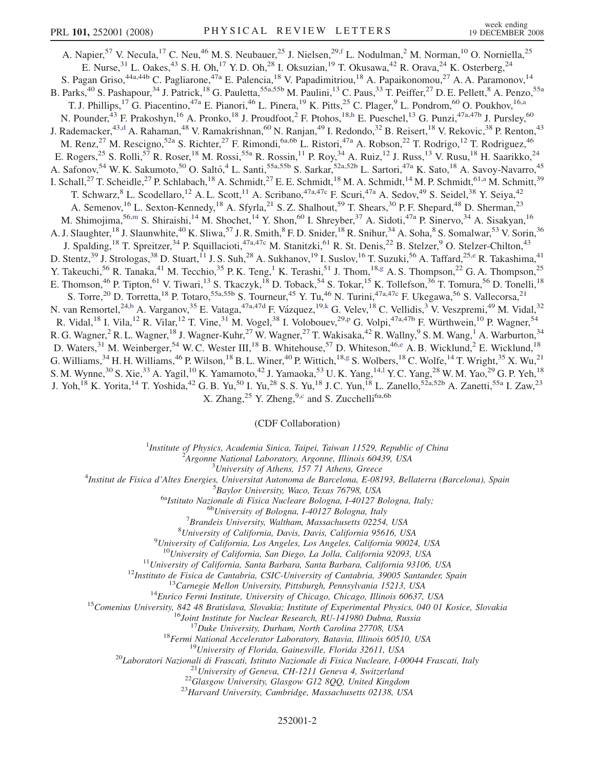A. Napier,[57] V. Necula,[17] C. Neu,[46] M. S. Neubauer,[25] J. Nielsen,[29,f] L. Nodulman,[2] M. Norman,[10] O. Norniella,[25] E. Nurse,[31] L. Oakes,[43] S. H. Oh,[17] Y. D. Oh,[28] I. Oksuzian,[19] T. Okusawa,[42] R. Orava,[24] K. Osterberg,[24] S. Pagan Griso,[44a,44b] C. Pagliarone,[47a] E. Palencia,[18] V. Papadimitriou,[18] A. Papaikonomou,[27] A. A. Paramonov,[14] B. Parks,[40] S. Pashapour,[34] J. Patrick,[18] G. Pauletta,[55a,55b] M. Paulini,[13] C. Paus,[33] T. Peiffer,[27] D. E. Pellett,[8] A. Penzo,[55a] T. J. Phillips,[17] G. Piacentino,[47a] E. Pianori,[46] L. Pinera,[19] K. Pitts,[25] C. Plager,[9] L. Pondrom,[60] O. Poukhov,[16,a] N. Pounder,[43] F. Prakoshyn,[16] A. Pronko,[18] J. Proudfoot,[2] F. Ptohos,[18,h] E. Pueschel,[13] G. Punzi,[47a,47b] J. Pursley,[60] J. Rademacker,[43,d] A. Rahaman,[48] V. Ramakrishnan,[60] N. Ranjan,[49] I. Redondo,[32] B. Reisert,[18] V. Rekovic,[38] P. Renton,[43] M. Renz,[27] M. Rescigno,[52a] S. Richter,[27] F. Rimondi,[6a,6b] L. Ristori,[47a] A. Robson,[22] T. Rodrigo,[12] T. Rodriguez,[46] E. Rogers,[25] S. Rolli,[57] R. Roser,[18] M. Rossi,[55a] R. Rossin,[11] P. Roy,[34] A. Ruiz,[12] J. Russ,[13] V. Rusu,[18] H. Saarikko,[24] A. Safonov,[54] W. K. Sakumoto,[50] O. Saltó,[4] L. Santi,[55a,55b] S. Sarkar,[52a,52b] L. Sartori,[47a] K. Sato,[18] A. Savoy-Navarro,[45] I. Schall,[27] T. Scheidle,[27] P. Schlabach,[18] A. Schmidt,[27] E. E. Schmidt,[18] M. A. Schmidt,[14] M. P. Schmidt,[61,a] M. Schmitt,[39] T. Schwarz,[8] L. Scodellaro,[12] A. L. Scott,[11] A. Scribano,[47a,47c] F. Scuri,[47a] A. Sedov,[49] S. Seidel,[38] Y. Seiya,[42] A. Semenov,[16] L. Sexton-Kennedy,[18] A. Sfyrla,[21] S. Z. Shalhout,[59] T. Shears,[30] P. F. Shepard,[48] D. Sherman,[23] M. Shimojima,[56,m] S. Shiraishi,[14] M. Shochet,[14] Y. Shon,[60] I. Shreyber,[37] A. Sidoti,[47a] P. Sinervo,[34] A. Sisakyan,[16] A. J. Slaughter,[18] J. Slaunwhite,[40] K. Sliwa,[57] J. R. Smith,[8] F. D. Snider,[18] R. Snihur,[34] A. Soha,[8] S. Somalwar,[53] V. Sorin,[36] J. Spalding,[18] T. Spreitzer,[34] P. Squillacioti,[47a,47c] M. Stanitzki,[61] R. St. Denis,[22] B. Stelzer,[9] O. Stelzer-Chilton,[43] D. Stentz,[39] J. Strologas,[38] D. Stuart,[11] J. S. Suh,[28] A. Sukhanov,[19] I. Suslov,[16] T. Suzuki,[56] A. Taffard,[25,e] R. Takashima,[41] Y. Takeuchi,[56] R. Tanaka,[41] M. Tecchio,[35] P. K. Teng,[1] K. Terashi,[51] J. Thom,[18,g] A. S. Thompson,[22] G. A. Thompson,[25] E. Thomson,[46] P. Tipton,[61] V. Tiwari,[13] S. Tkaczyk,[18] D. Toback,[54] S. Tokar,[15] K. Tollefson,[36] T. Tomura,[56] D. Tonelli,[18] S. Torre,[20] D. Torretta,[18] P. Totaro,[55a,55b] S. Tourneur,[45] Y. Tu,[46] N. Turini,[47a,47c] F. Ukegawa,[56] S. Vallecorsa,[21] N. van Remortel,[24,b] A. Varganov,[35] E. Vataga,[47a,47d] F. Vázquez,[19,k] G. Velev,[18] C. Vellidis,[3] V. Veszpremi,[49] M. Vidal,[32] R. Vidal,[18] I. Vila,[12] R. Vilar,[12] T. Vine,[31] M. Vogel,[38] I. Volobouev,[29,p] G. Volpi,[47a,47b] F. Würthwein,[10] P. Wagner,[54] R. G. Wagner,[2] R. L. Wagner,[18] J. Wagner-Kuhr,[27] W. Wagner,[27] T. Wakisaka,[42] R. Wallny,[9] S. M. Wang,[1] A. Warburton,[34] D. Waters,[31] M. Weinberger,[54] W. C. Wester III,[18] B. Whitehouse,[57] D. Whiteson,[46,e] A. B. Wicklund,[2] E. Wicklund,[18] G. Williams,[34] H. H. Williams,[46] P. Wilson,[18] B. L. Winer,[40] P. Wittich,[18,g] S. Wolbers,[18] C. Wolfe,[14] T. Wright,[35] X. Wu,[21] S. M. Wynne,[30] S. Xie,[33] A. Yagil,[10] K. Yamamoto,[42] J. Yamaoka,[53] U. K. Yang,[14,l] Y. C. Yang,[28] W. M. Yao,[29] G. P. Yeh,[18] J. Yoh,[18] K. Yorita,[14] T. Yoshida,[42] G. B. Yu,[50] I. Yu,[28] S. S. Yu,[18] J. C. Yun,[18] L. Zanello,[52a,52b] A. Zanetti,[55a] I. Zaw,[23] X. Zhang,[25] Y. Zheng,[9,c] and S. Zucchelli[6a,6b]

(CDF Collaboration)

[1]*Institute of Physics, Academia Sinica, Taipei, Taiwan 11529, Republic of China*
[2]*Argonne National Laboratory, Argonne, Illinois 60439, USA*
[3]*University of Athens, 157 71 Athens, Greece*
[4]*Institut de Fisica d'Altes Energies, Universitat Autonoma de Barcelona, E-08193, Bellaterra (Barcelona), Spain*
[5]*Baylor University, Waco, Texas 76798, USA*
[6a]*Istituto Nazionale di Fisica Nucleare Bologna, I-40127 Bologna, Italy;*
[6b]*University of Bologna, I-40127 Bologna, Italy*
[7]*Brandeis University, Waltham, Massachusetts 02254, USA*
[8]*University of California, Davis, Davis, California 95616, USA*
[9]*University of California, Los Angeles, Los Angeles, California 90024, USA*
[10]*University of California, San Diego, La Jolla, California 92093, USA*
[11]*University of California, Santa Barbara, Santa Barbara, California 93106, USA*
[12]*Instituto de Fisica de Cantabria, CSIC-University of Cantabria, 39005 Santander, Spain*
[13]*Carnegie Mellon University, Pittsburgh, Pennsylvania 15213, USA*
[14]*Enrico Fermi Institute, University of Chicago, Chicago, Illinois 60637, USA*
[15]*Comenius University, 842 48 Bratislava, Slovakia; Institute of Experimental Physics, 040 01 Kosice, Slovakia*
[16]*Joint Institute for Nuclear Research, RU-141980 Dubna, Russia*
[17]*Duke University, Durham, North Carolina 27708, USA*
[18]*Fermi National Accelerator Laboratory, Batavia, Illinois 60510, USA*
[19]*University of Florida, Gainesville, Florida 32611, USA*
[20]*Laboratori Nazionali di Frascati, Istituto Nazionale di Fisica Nucleare, I-00044 Frascati, Italy*
[21]*University of Geneva, CH-1211 Geneva 4, Switzerland*
[22]*Glasgow University, Glasgow G12 8QQ, United Kingdom*
[23]*Harvard University, Cambridge, Massachusetts 02138, USA*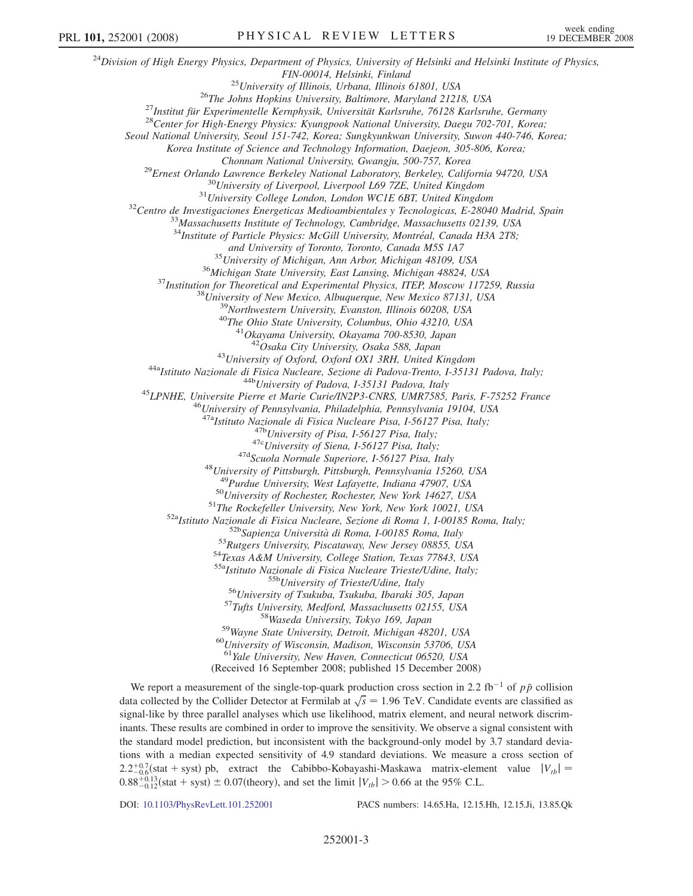[24]Division of High Energy Physics, Department of Physics, University of Helsinki and Helsinki Institute of Physics, FIN-00014, Helsinki, Finland

[25]University of Illinois, Urbana, Illinois 61801, USA

[26]The Johns Hopkins University, Baltimore, Maryland 21218, USA

[27]Institut für Experimentelle Kernphysik, Universität Karlsruhe, 76128 Karlsruhe, Germany

[28]Center for High-Energy Physics: Kyungpook National University, Daegu 702-701, Korea; Seoul National University, Seoul 151-742, Korea; Sungkyunkwan University, Suwon 440-746, Korea; Korea Institute of Science and Technology Information, Daejeon, 305-806, Korea; Chonnam National University, Gwangju, 500-757, Korea

[29]Ernest Orlando Lawrence Berkeley National Laboratory, Berkeley, California 94720, USA

[30]University of Liverpool, Liverpool L69 7ZE, United Kingdom

[31]University College London, London WC1E 6BT, United Kingdom

[32]Centro de Investigaciones Energeticas Medioambientales y Tecnologicas, E-28040 Madrid, Spain

[33]Massachusetts Institute of Technology, Cambridge, Massachusetts 02139, USA

[34]Institute of Particle Physics: McGill University, Montréal, Canada H3A 2T8; and University of Toronto, Toronto, Canada M5S 1A7

[35]University of Michigan, Ann Arbor, Michigan 48109, USA

[36]Michigan State University, East Lansing, Michigan 48824, USA

[37]Institution for Theoretical and Experimental Physics, ITEP, Moscow 117259, Russia

[38]University of New Mexico, Albuquerque, New Mexico 87131, USA

[39]Northwestern University, Evanston, Illinois 60208, USA

[40]The Ohio State University, Columbus, Ohio 43210, USA

[41]Okayama University, Okayama 700-8530, Japan

[42]Osaka City University, Osaka 588, Japan

[43]University of Oxford, Oxford OX1 3RH, United Kingdom

[44a]Istituto Nazionale di Fisica Nucleare, Sezione di Padova-Trento, I-35131 Padova, Italy;

[44b]University of Padova, I-35131 Padova, Italy

[45]LPNHE, Universite Pierre et Marie Curie/IN2P3-CNRS, UMR7585, Paris, F-75252 France

[46]University of Pennsylvania, Philadelphia, Pennsylvania 19104, USA

[47a]Istituto Nazionale di Fisica Nucleare Pisa, I-56127 Pisa, Italy;

[47b]University of Pisa, I-56127 Pisa, Italy;

[47c]University of Siena, I-56127 Pisa, Italy;

[47d]Scuola Normale Superiore, I-56127 Pisa, Italy

[48]University of Pittsburgh, Pittsburgh, Pennsylvania 15260, USA

[49]Purdue University, West Lafayette, Indiana 47907, USA

[50]University of Rochester, Rochester, New York 14627, USA

[51]The Rockefeller University, New York, New York 10021, USA

[52a]Istituto Nazionale di Fisica Nucleare, Sezione di Roma 1, I-00185 Roma, Italy;

[52b]Sapienza Università di Roma, I-00185 Roma, Italy

[53]Rutgers University, Piscataway, New Jersey 08855, USA

[54]Texas A&M University, College Station, Texas 77843, USA

[55a]Istituto Nazionale di Fisica Nucleare Trieste/Udine, Italy;

[55b]University of Trieste/Udine, Italy

[56]University of Tsukuba, Tsukuba, Ibaraki 305, Japan

[57]Tufts University, Medford, Massachusetts 02155, USA

[58]Waseda University, Tokyo 169, Japan

[59]Wayne State University, Detroit, Michigan 48201, USA

[60]University of Wisconsin, Madison, Wisconsin 53706, USA

[61]Yale University, New Haven, Connecticut 06520, USA

(Received 16 September 2008; published 15 December 2008)

We report a measurement of the single-top-quark production cross section in 2.2 fb$^{-1}$ of $p\bar{p}$ collision data collected by the Collider Detector at Fermilab at $\sqrt{s} = 1.96$ TeV. Candidate events are classified as signal-like by three parallel analyses which use likelihood, matrix element, and neural network discriminants. These results are combined in order to improve the sensitivity. We observe a signal consistent with the standard model prediction, but inconsistent with the background-only model by 3.7 standard deviations with a median expected sensitivity of 4.9 standard deviations. We measure a cross section of $2.2^{+0.7}_{-0.6}$(stat + syst) pb, extract the Cabibbo-Kobayashi-Maskawa matrix-element value $|V_{tb}| = 0.88^{+0.13}_{-0.12}$(stat + syst) $\pm$ 0.07(theory), and set the limit $|V_{tb}| > 0.66$ at the 95% C.L.

DOI: 10.1103/PhysRevLett.101.252001 PACS numbers: 14.65.Ha, 12.15.Hh, 12.15.Ji, 13.85.Qk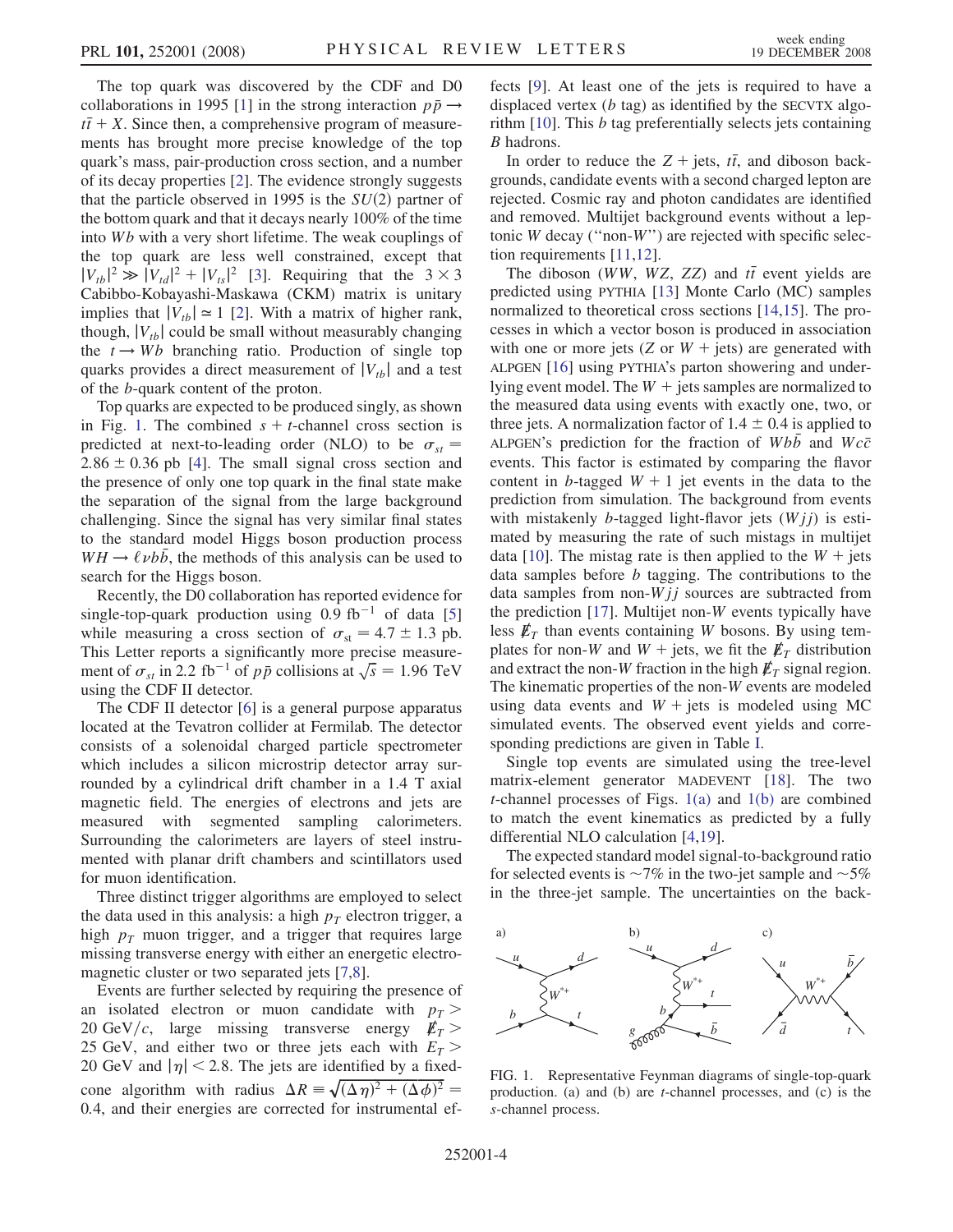The top quark was discovered by the CDF and D0 collaborations in 1995 [1] in the strong interaction $p\bar{p} \rightarrow t\bar{t} + X$. Since then, a comprehensive program of measurements has brought more precise knowledge of the top quark's mass, pair-production cross section, and a number of its decay properties [2]. The evidence strongly suggests that the particle observed in 1995 is the $SU(2)$ partner of the bottom quark and that it decays nearly 100% of the time into $Wb$ with a very short lifetime. The weak couplings of the top quark are less well constrained, except that $|V_{tb}|^2 \gg |V_{td}|^2 + |V_{ts}|^2$ [3]. Requiring that the $3 \times 3$ Cabibbo-Kobayashi-Maskawa (CKM) matrix is unitary implies that $|V_{tb}| \simeq 1$ [2]. With a matrix of higher rank, though, $|V_{tb}|$ could be small without measurably changing the $t \rightarrow Wb$ branching ratio. Production of single top quarks provides a direct measurement of $|V_{tb}|$ and a test of the $b$-quark content of the proton.

Top quarks are expected to be produced singly, as shown in Fig. 1. The combined $s + t$-channel cross section is predicted at next-to-leading order (NLO) to be $\sigma_{st} = 2.86 \pm 0.36$ pb [4]. The small signal cross section and the presence of only one top quark in the final state make the separation of the signal from the large background challenging. Since the signal has very similar final states to the standard model Higgs boson production process $WH \rightarrow \ell\nu b\bar{b}$, the methods of this analysis can be used to search for the Higgs boson.

Recently, the D0 collaboration has reported evidence for single-top-quark production using $0.9\ \text{fb}^{-1}$ of data [5] while measuring a cross section of $\sigma_{st} = 4.7 \pm 1.3$ pb. This Letter reports a significantly more precise measurement of $\sigma_{st}$ in $2.2\ \text{fb}^{-1}$ of $p\bar{p}$ collisions at $\sqrt{s} = 1.96$ TeV using the CDF II detector.

The CDF II detector [6] is a general purpose apparatus located at the Tevatron collider at Fermilab. The detector consists of a solenoidal charged particle spectrometer which includes a silicon microstrip detector array surrounded by a cylindrical drift chamber in a 1.4 T axial magnetic field. The energies of electrons and jets are measured with segmented sampling calorimeters. Surrounding the calorimeters are layers of steel instrumented with planar drift chambers and scintillators used for muon identification.

Three distinct trigger algorithms are employed to select the data used in this analysis: a high $p_T$ electron trigger, a high $p_T$ muon trigger, and a trigger that requires large missing transverse energy with either an energetic electromagnetic cluster or two separated jets [7,8].

Events are further selected by requiring the presence of an isolated electron or muon candidate with $p_T > 20\ \text{GeV}/c$, large missing transverse energy $\not\!\!E_T > 25$ GeV, and either two or three jets each with $E_T > 20$ GeV and $|\eta| < 2.8$. The jets are identified by a fixed-cone algorithm with radius $\Delta R \equiv \sqrt{(\Delta\eta)^2 + (\Delta\phi)^2} = 0.4$, and their energies are corrected for instrumental effects [9]. At least one of the jets is required to have a displaced vertex ($b$ tag) as identified by the SECVTX algorithm [10]. This $b$ tag preferentially selects jets containing $B$ hadrons.

In order to reduce the $Z$ + jets, $t\bar{t}$, and diboson backgrounds, candidate events with a second charged lepton are rejected. Cosmic ray and photon candidates are identified and removed. Multijet background events without a leptonic $W$ decay ("non-$W$") are rejected with specific selection requirements [11,12].

The diboson ($WW$, $WZ$, $ZZ$) and $t\bar{t}$ event yields are predicted using PYTHIA [13] Monte Carlo (MC) samples normalized to theoretical cross sections [14,15]. The processes in which a vector boson is produced in association with one or more jets ($Z$ or $W$ + jets) are generated with ALPGEN [16] using PYTHIA's parton showering and underlying event model. The $W$ + jets samples are normalized to the measured data using events with exactly one, two, or three jets. A normalization factor of $1.4 \pm 0.4$ is applied to ALPGEN's prediction for the fraction of $Wb\bar{b}$ and $Wc\bar{c}$ events. This factor is estimated by comparing the flavor content in $b$-tagged $W + 1$ jet events in the data to the prediction from simulation. The background from events with mistakenly $b$-tagged light-flavor jets ($Wjj$) is estimated by measuring the rate of such mistags in multijet data [10]. The mistag rate is then applied to the $W$ + jets data samples before $b$ tagging. The contributions to the data samples from non-$Wjj$ sources are subtracted from the prediction [17]. Multijet non-$W$ events typically have less $\not\!\!E_T$ than events containing $W$ bosons. By using templates for non-$W$ and $W$ + jets, we fit the $\not\!\!E_T$ distribution and extract the non-$W$ fraction in the high $\not\!\!E_T$ signal region. The kinematic properties of the non-$W$ events are modeled using data events and $W$ + jets is modeled using MC simulated events. The observed event yields and corresponding predictions are given in Table I.

Single top events are simulated using the tree-level matrix-element generator MADEVENT [18]. The two $t$-channel processes of Figs. 1(a) and 1(b) are combined to match the event kinematics as predicted by a fully differential NLO calculation [4,19].

The expected standard model signal-to-background ratio for selected events is ~7% in the two-jet sample and ~5% in the three-jet sample. The uncertainties on the back-

FIG. 1. Representative Feynman diagrams of single-top-quark production. (a) and (b) are $t$-channel processes, and (c) is the $s$-channel process.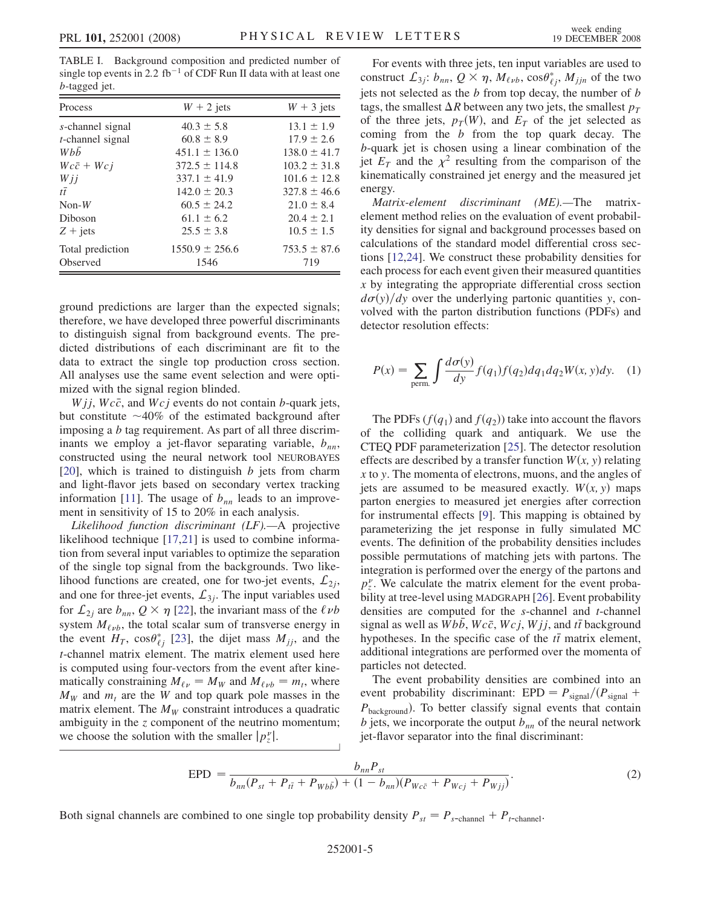TABLE I. Background composition and predicted number of single top events in 2.2 fb$^{-1}$ of CDF Run II data with at least one $b$-tagged jet.

| Process | $W$ + 2 jets | $W$ + 3 jets |
|---|---|---|
| $s$-channel signal | $40.3 \pm 5.8$ | $13.1 \pm 1.9$ |
| $t$-channel signal | $60.8 \pm 8.9$ | $17.9 \pm 2.6$ |
| $Wb\bar{b}$ | $451.1 \pm 136.0$ | $138.0 \pm 41.7$ |
| $Wc\bar{c} + Wcj$ | $372.5 \pm 114.8$ | $103.2 \pm 31.8$ |
| $Wjj$ | $337.1 \pm 41.9$ | $101.6 \pm 12.8$ |
| $t\bar{t}$ | $142.0 \pm 20.3$ | $327.8 \pm 46.6$ |
| Non-$W$ | $60.5 \pm 24.2$ | $21.0 \pm 8.4$ |
| Diboson | $61.1 \pm 6.2$ | $20.4 \pm 2.1$ |
| $Z$ + jets | $25.5 \pm 3.8$ | $10.5 \pm 1.5$ |
| Total prediction | $1550.9 \pm 256.6$ | $753.5 \pm 87.6$ |
| Observed | 1546 | 719 |

ground predictions are larger than the expected signals; therefore, we have developed three powerful discriminants to distinguish signal from background events. The predicted distributions of each discriminant are fit to the data to extract the single top production cross section. All analyses use the same event selection and were optimized with the signal region blinded.

$Wjj$, $Wc\bar{c}$, and $Wcj$ events do not contain $b$-quark jets, but constitute ~40% of the estimated background after imposing a $b$ tag requirement. As part of all three discriminants we employ a jet-flavor separating variable, $b_{nn}$, constructed using the neural network tool NEUROBAYES [20], which is trained to distinguish $b$ jets from charm and light-flavor jets based on secondary vertex tracking information [11]. The usage of $b_{nn}$ leads to an improvement in sensitivity of 15 to 20% in each analysis.

*Likelihood function discriminant (LF).*—A projective likelihood technique [17,21] is used to combine information from several input variables to optimize the separation of the single top signal from the backgrounds. Two likelihood functions are created, one for two-jet events, $\mathcal{L}_{2j}$, and one for three-jet events, $\mathcal{L}_{3j}$. The input variables used for $\mathcal{L}_{2j}$ are $b_{nn}$, $Q \times \eta$ [22], the invariant mass of the $\ell \nu b$ system $M_{\ell \nu b}$, the total scalar sum of transverse energy in the event $H_T$, $\cos\theta^*_{\ell j}$ [23], the dijet mass $M_{jj}$, and the $t$-channel matrix element. The matrix element used here is computed using four-vectors from the event after kinematically constraining $M_{\ell \nu} = M_W$ and $M_{\ell \nu b} = m_t$, where $M_W$ and $m_t$ are the $W$ and top quark pole masses in the matrix element. The $M_W$ constraint introduces a quadratic ambiguity in the $z$ component of the neutrino momentum; we choose the solution with the smaller $|p_z^\nu|$.

For events with three jets, ten input variables are used to construct $\mathcal{L}_{3j}$: $b_{nn}$, $Q \times \eta$, $M_{\ell \nu b}$, $\cos\theta^*_{\ell j}$, $M_{jjn}$ of the two jets not selected as the $b$ from top decay, the number of $b$ tags, the smallest $\Delta R$ between any two jets, the smallest $p_T$ of the three jets, $p_T(W)$, and $E_T$ of the jet selected as coming from the $b$ from the top quark decay. The $b$-quark jet is chosen using a linear combination of the jet $E_T$ and the $\chi^2$ resulting from the comparison of the kinematically constrained jet energy and the measured jet energy.

*Matrix-element discriminant (ME).*—The matrix-element method relies on the evaluation of event probability densities for signal and background processes based on calculations of the standard model differential cross sections [12,24]. We construct these probability densities for each process for each event given their measured quantities $x$ by integrating the appropriate differential cross section $d\sigma(y)/dy$ over the underlying partonic quantities $y$, convolved with the parton distribution functions (PDFs) and detector resolution effects:

$$P(x) = \sum_{\text{perm.}} \int \frac{d\sigma(y)}{dy} f(q_1) f(q_2) dq_1 dq_2 W(x, y) dy. \quad (1)$$

The PDFs ($f(q_1)$ and $f(q_2)$) take into account the flavors of the colliding quark and antiquark. We use the CTEQ PDF parameterization [25]. The detector resolution effects are described by a transfer function $W(x, y)$ relating $x$ to $y$. The momenta of electrons, muons, and the angles of jets are assumed to be measured exactly. $W(x, y)$ maps parton energies to measured jet energies after correction for instrumental effects [9]. This mapping is obtained by parameterizing the jet response in fully simulated MC events. The definition of the probability densities includes possible permutations of matching jets with partons. The integration is performed over the energy of the partons and $p_z^\nu$. We calculate the matrix element for the event probability at tree-level using MADGRAPH [26]. Event probability densities are computed for the $s$-channel and $t$-channel signal as well as $Wb\bar{b}$, $Wc\bar{c}$, $Wcj$, $Wjj$, and $t\bar{t}$ background hypotheses. In the specific case of the $t\bar{t}$ matrix element, additional integrations are performed over the momenta of particles not detected.

The event probability densities are combined into an event probability discriminant: $\text{EPD} = P_{\text{signal}}/(P_{\text{signal}} + P_{\text{background}})$. To better classify signal events that contain $b$ jets, we incorporate the output $b_{nn}$ of the neural network jet-flavor separator into the final discriminant:

$$\text{EPD} = \frac{b_{nn} P_{st}}{b_{nn}(P_{st} + P_{t\bar{t}} + P_{Wb\bar{b}}) + (1 - b_{nn})(P_{Wc\bar{c}} + P_{Wcj} + P_{Wjj})}. \quad (2)$$

Both signal channels are combined to one single top probability density $P_{st} = P_{s\text{-channel}} + P_{t\text{-channel}}$.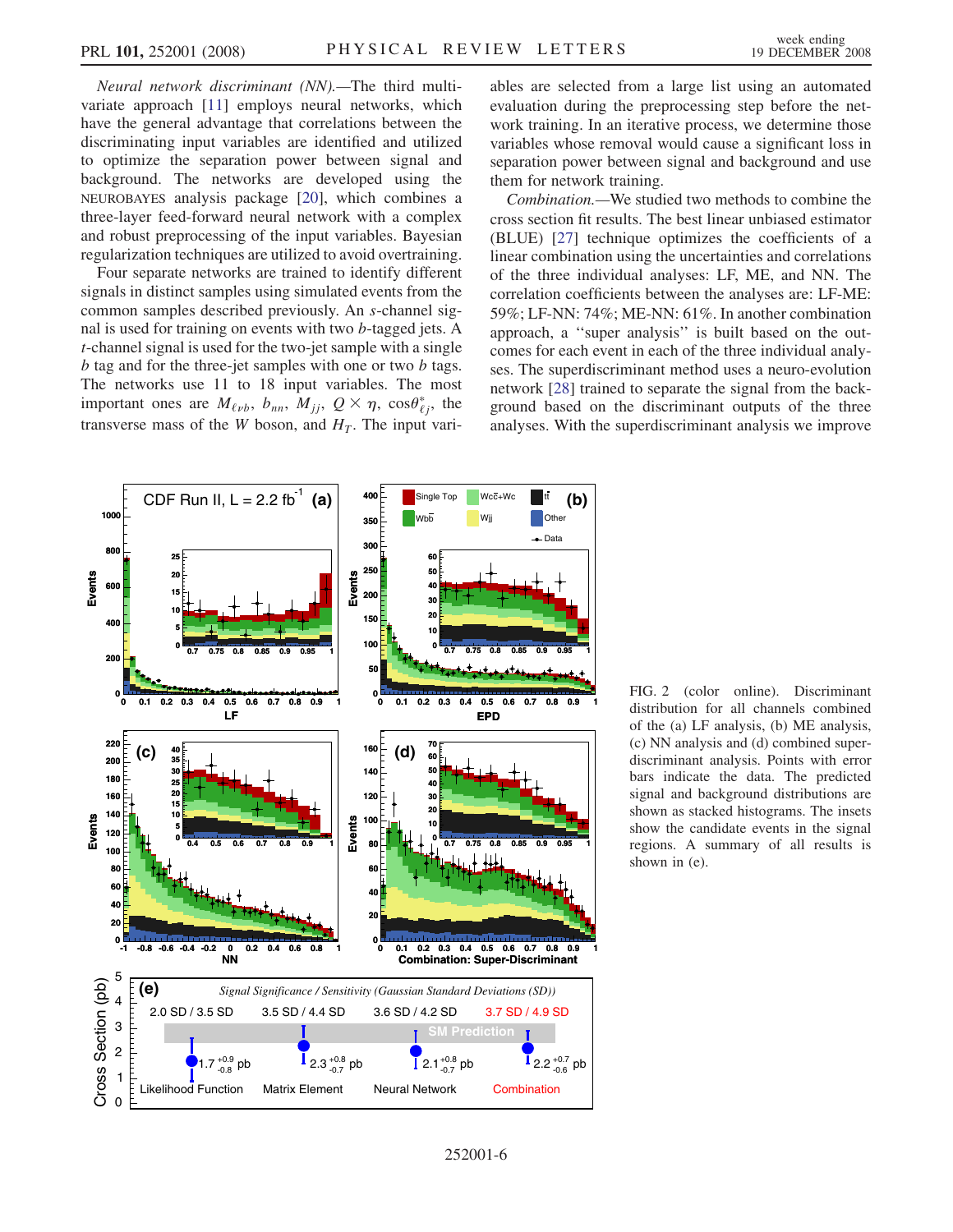*Neural network discriminant (NN)*.—The third multivariate approach [11] employs neural networks, which have the general advantage that correlations between the discriminating input variables are identified and utilized to optimize the separation power between signal and background. The networks are developed using the NEUROBAYES analysis package [20], which combines a three-layer feed-forward neural network with a complex and robust preprocessing of the input variables. Bayesian regularization techniques are utilized to avoid overtraining.

Four separate networks are trained to identify different signals in distinct samples using simulated events from the common samples described previously. An $s$-channel signal is used for training on events with two $b$-tagged jets. A $t$-channel signal is used for the two-jet sample with a single $b$ tag and for the three-jet samples with one or two $b$ tags. The networks use 11 to 18 input variables. The most important ones are $M_{\ell\nu b}$, $b_{nn}$, $M_{jj}$, $Q \times \eta$, $\cos\theta^*_{\ell j}$, the transverse mass of the $W$ boson, and $H_T$. The input variables are selected from a large list using an automated evaluation during the preprocessing step before the network training. In an iterative process, we determine those variables whose removal would cause a significant loss in separation power between signal and background and use them for network training.

*Combination*.—We studied two methods to combine the cross section fit results. The best linear unbiased estimator (BLUE) [27] technique optimizes the coefficients of a linear combination using the uncertainties and correlations of the three individual analyses: LF, ME, and NN. The correlation coefficients between the analyses are: LF-ME: 59%; LF-NN: 74%; ME-NN: 61%. In another combination approach, a "super analysis" is built based on the outcomes for each event in each of the three individual analyses. The superdiscriminant method uses a neuro-evolution network [28] trained to separate the signal from the background based on the discriminant outputs of the three analyses. With the superdiscriminant analysis we improve

FIG. 2 (color online). Discriminant distribution for all channels combined of the (a) LF analysis, (b) ME analysis, (c) NN analysis and (d) combined superdiscriminant analysis. Points with error bars indicate the data. The predicted signal and background distributions are shown as stacked histograms. The insets show the candidate events in the signal regions. A summary of all results is shown in (e).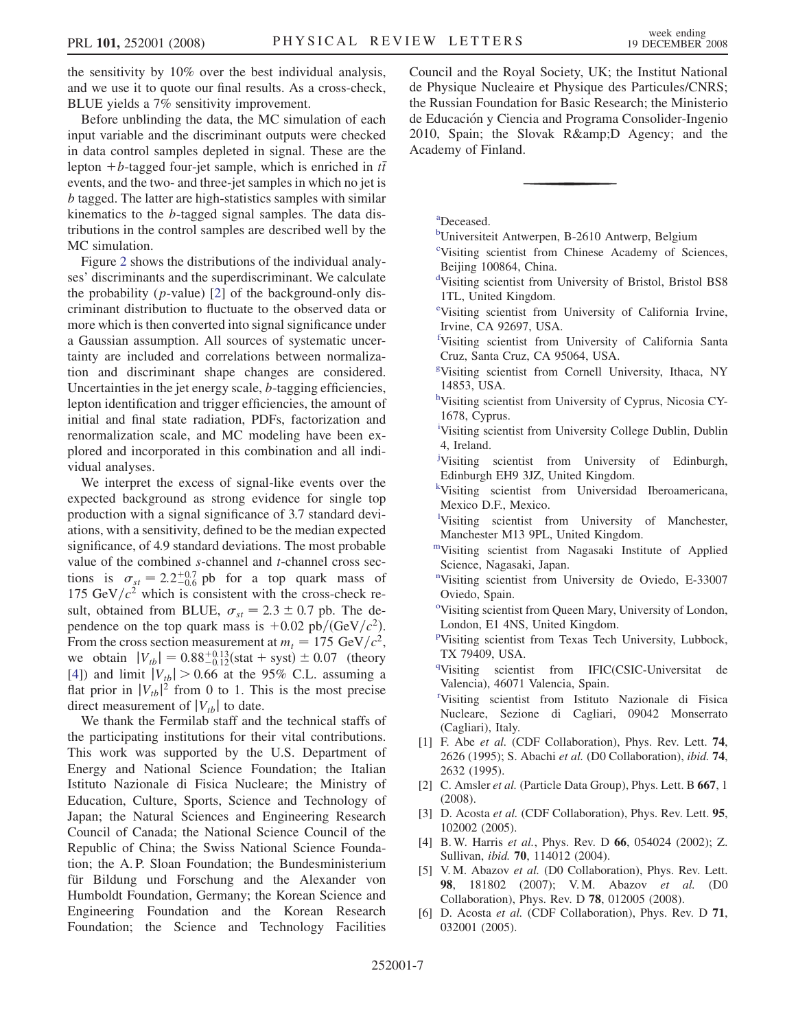the sensitivity by 10% over the best individual analysis, and we use it to quote our final results. As a cross-check, BLUE yields a 7% sensitivity improvement.

Before unblinding the data, the MC simulation of each input variable and the discriminant outputs were checked in data control samples depleted in signal. These are the lepton $+b$-tagged four-jet sample, which is enriched in $t\bar{t}$ events, and the two- and three-jet samples in which no jet is $b$ tagged. The latter are high-statistics samples with similar kinematics to the $b$-tagged signal samples. The data distributions in the control samples are described well by the MC simulation.

Figure 2 shows the distributions of the individual analyses' discriminants and the superdiscriminant. We calculate the probability ($p$-value) [2] of the background-only discriminant distribution to fluctuate to the observed data or more which is then converted into signal significance under a Gaussian assumption. All sources of systematic uncertainty are included and correlations between normalization and discriminant shape changes are considered. Uncertainties in the jet energy scale, $b$-tagging efficiencies, lepton identification and trigger efficiencies, the amount of initial and final state radiation, PDFs, factorization and renormalization scale, and MC modeling have been explored and incorporated in this combination and all individual analyses.

We interpret the excess of signal-like events over the expected background as strong evidence for single top production with a signal significance of 3.7 standard deviations, with a sensitivity, defined to be the median expected significance, of 4.9 standard deviations. The most probable value of the combined $s$-channel and $t$-channel cross sections is $\sigma_{st} = 2.2^{+0.7}_{-0.6}$ pb for a top quark mass of $175\ \mathrm{GeV}/c^2$ which is consistent with the cross-check result, obtained from BLUE, $\sigma_{st} = 2.3 \pm 0.7$ pb. The dependence on the top quark mass is $+0.02\ \mathrm{pb}/(\mathrm{GeV}/c^2)$. From the cross section measurement at $m_t = 175\ \mathrm{GeV}/c^2$, we obtain $|V_{tb}| = 0.88^{+0.13}_{-0.12}(\mathrm{stat+syst}) \pm 0.07$ (theory [4]) and limit $|V_{tb}| > 0.66$ at the 95% C.L. assuming a flat prior in $|V_{tb}|^2$ from 0 to 1. This is the most precise direct measurement of $|V_{tb}|$ to date.

We thank the Fermilab staff and the technical staffs of the participating institutions for their vital contributions. This work was supported by the U.S. Department of Energy and National Science Foundation; the Italian Istituto Nazionale di Fisica Nucleare; the Ministry of Education, Culture, Sports, Science and Technology of Japan; the Natural Sciences and Engineering Research Council of Canada; the National Science Council of the Republic of China; the Swiss National Science Foundation; the A. P. Sloan Foundation; the Bundesministerium für Bildung und Forschung and the Alexander von Humboldt Foundation, Germany; the Korean Science and Engineering Foundation and the Korean Research Foundation; the Science and Technology Facilities Council and the Royal Society, UK; the Institut National de Physique Nucleaire et Physique des Particules/CNRS; the Russian Foundation for Basic Research; the Ministerio de Educación y Ciencia and Programa Consolider-Ingenio 2010, Spain; the Slovak R&amp;D Agency; and the Academy of Finland.

---

[a] Deceased.

[b] Universiteit Antwerpen, B-2610 Antwerp, Belgium

[c] Visiting scientist from Chinese Academy of Sciences, Beijing 100864, China.

[d] Visiting scientist from University of Bristol, Bristol BS8 1TL, United Kingdom.

[e] Visiting scientist from University of California Irvine, Irvine, CA 92697, USA.

[f] Visiting scientist from University of California Santa Cruz, Santa Cruz, CA 95064, USA.

[g] Visiting scientist from Cornell University, Ithaca, NY 14853, USA.

[h] Visiting scientist from University of Cyprus, Nicosia CY-1678, Cyprus.

[i] Visiting scientist from University College Dublin, Dublin 4, Ireland.

[j] Visiting scientist from University of Edinburgh, Edinburgh EH9 3JZ, United Kingdom.

[k] Visiting scientist from Universidad Iberoamericana, Mexico D.F., Mexico.

[l] Visiting scientist from University of Manchester, Manchester M13 9PL, United Kingdom.

[m] Visiting scientist from Nagasaki Institute of Applied Science, Nagasaki, Japan.

[n] Visiting scientist from University de Oviedo, E-33007 Oviedo, Spain.

[o] Visiting scientist from Queen Mary, University of London, London, E1 4NS, United Kingdom.

[p] Visiting scientist from Texas Tech University, Lubbock, TX 79409, USA.

[q] Visiting scientist from IFIC(CSIC-Universitat de Valencia), 46071 Valencia, Spain.

[r] Visiting scientist from Istituto Nazionale di Fisica Nucleare, Sezione di Cagliari, 09042 Monserrato (Cagliari), Italy.

[1] F. Abe *et al.* (CDF Collaboration), Phys. Rev. Lett. **74**, 2626 (1995); S. Abachi *et al.* (D0 Collaboration), *ibid.* **74**, 2632 (1995).

[2] C. Amsler *et al.* (Particle Data Group), Phys. Lett. B **667**, 1 (2008).

[3] D. Acosta *et al.* (CDF Collaboration), Phys. Rev. Lett. **95**, 102002 (2005).

[4] B. W. Harris *et al.*, Phys. Rev. D **66**, 054024 (2002); Z. Sullivan, *ibid.* **70**, 114012 (2004).

[5] V. M. Abazov *et al.* (D0 Collaboration), Phys. Rev. Lett. **98**, 181802 (2007); V. M. Abazov *et al.* (D0 Collaboration), Phys. Rev. D **78**, 012005 (2008).

[6] D. Acosta *et al.* (CDF Collaboration), Phys. Rev. D **71**, 032001 (2005).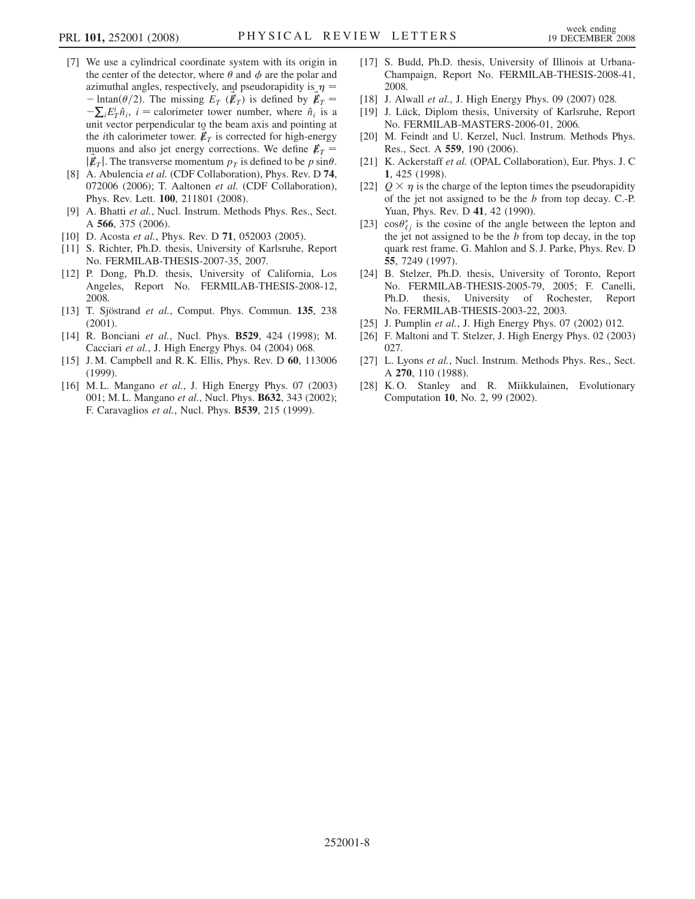[7] We use a cylindrical coordinate system with its origin in the center of the detector, where $\theta$ and $\phi$ are the polar and azimuthal angles, respectively, and pseudorapidity is $\eta = -\ln\tan(\theta/2)$. The missing $E_T$ ($\vec{\not{E}}_T$) is defined by $\vec{\not{E}}_T = -\sum_i E_T^i \hat{n}_i$, $i$ = calorimeter tower number, where $\hat{n}_i$ is a unit vector perpendicular to the beam axis and pointing at the $i$th calorimeter tower. $\vec{\not{E}}_T$ is corrected for high-energy muons and also jet energy corrections. We define $\not{E}_T = |\vec{\not{E}}_T|$. The transverse momentum $p_T$ is defined to be $p \sin\theta$.

[8] A. Abulencia *et al.* (CDF Collaboration), Phys. Rev. D **74**, 072006 (2006); T. Aaltonen *et al.* (CDF Collaboration), Phys. Rev. Lett. **100**, 211801 (2008).

[9] A. Bhatti *et al.*, Nucl. Instrum. Methods Phys. Res., Sect. A **566**, 375 (2006).

[10] D. Acosta *et al.*, Phys. Rev. D **71**, 052003 (2005).

[11] S. Richter, Ph.D. thesis, University of Karlsruhe, Report No. FERMILAB-THESIS-2007-35, 2007.

[12] P. Dong, Ph.D. thesis, University of California, Los Angeles, Report No. FERMILAB-THESIS-2008-12, 2008.

[13] T. Sjöstrand *et al.*, Comput. Phys. Commun. **135**, 238 (2001).

[14] R. Bonciani *et al.*, Nucl. Phys. **B529**, 424 (1998); M. Cacciari *et al.*, J. High Energy Phys. 04 (2004) 068.

[15] J. M. Campbell and R. K. Ellis, Phys. Rev. D **60**, 113006 (1999).

[16] M. L. Mangano *et al.*, J. High Energy Phys. 07 (2003) 001; M. L. Mangano *et al.*, Nucl. Phys. **B632**, 343 (2002); F. Caravaglios *et al.*, Nucl. Phys. **B539**, 215 (1999).

[17] S. Budd, Ph.D. thesis, University of Illinois at Urbana-Champaign, Report No. FERMILAB-THESIS-2008-41, 2008.

[18] J. Alwall *et al.*, J. High Energy Phys. 09 (2007) 028.

[19] J. Lück, Diplom thesis, University of Karlsruhe, Report No. FERMILAB-MASTERS-2006-01, 2006.

[20] M. Feindt and U. Kerzel, Nucl. Instrum. Methods Phys. Res., Sect. A **559**, 190 (2006).

[21] K. Ackerstaff *et al.* (OPAL Collaboration), Eur. Phys. J. C **1**, 425 (1998).

[22] $Q \times \eta$ is the charge of the lepton times the pseudorapidity of the jet not assigned to be the $b$ from top decay. C.-P. Yuan, Phys. Rev. D **41**, 42 (1990).

[23] $\cos\theta^*_{\ell j}$ is the cosine of the angle between the lepton and the jet not assigned to be the $b$ from top decay, in the top quark rest frame. G. Mahlon and S. J. Parke, Phys. Rev. D **55**, 7249 (1997).

[24] B. Stelzer, Ph.D. thesis, University of Toronto, Report No. FERMILAB-THESIS-2005-79, 2005; F. Canelli, Ph.D. thesis, University of Rochester, Report No. FERMILAB-THESIS-2003-22, 2003.

[25] J. Pumplin *et al.*, J. High Energy Phys. 07 (2002) 012.

[26] F. Maltoni and T. Stelzer, J. High Energy Phys. 02 (2003) 027.

[27] L. Lyons *et al.*, Nucl. Instrum. Methods Phys. Res., Sect. A **270**, 110 (1988).

[28] K. O. Stanley and R. Miikkulainen, Evolutionary Computation **10**, No. 2, 99 (2002).